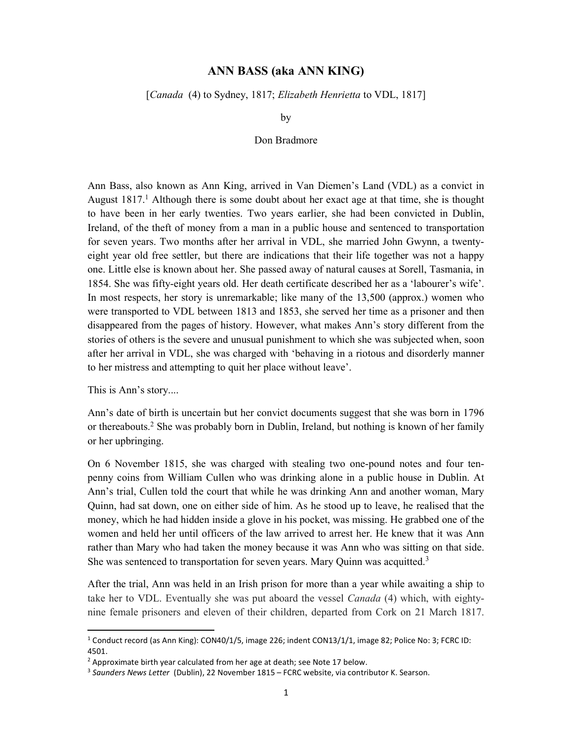# ANN BASS (aka ANN KING)

[*Canada* (4) to Sydney, 1817; *Elizabeth Henrietta* to VDL, 1817]

by

Don Bradmore

Ann Bass, also known as Ann King, arrived in Van Diemen's Land (VDL) as a convict in August 1817.[1] Although there is some doubt about her exact age at that time, she is thought to have been in her early twenties. Two years earlier, she had been convicted in Dublin, Ireland, of the theft of money from a man in a public house and sentenced to transportation for seven years. Two months after her arrival in VDL, she married John Gwynn, a twenty-eight year old free settler, but there are indications that their life together was not a happy one. Little else is known about her. She passed away of natural causes at Sorell, Tasmania, in 1854. She was fifty-eight years old. Her death certificate described her as a 'labourer's wife'. In most respects, her story is unremarkable; like many of the 13,500 (approx.) women who were transported to VDL between 1813 and 1853, she served her time as a prisoner and then disappeared from the pages of history. However, what makes Ann's story different from the stories of others is the severe and unusual punishment to which she was subjected when, soon after her arrival in VDL, she was charged with 'behaving in a riotous and disorderly manner to her mistress and attempting to quit her place without leave'.

This is Ann's story....

Ann's date of birth is uncertain but her convict documents suggest that she was born in 1796 or thereabouts.[2] She was probably born in Dublin, Ireland, but nothing is known of her family or her upbringing.

On 6 November 1815, she was charged with stealing two one-pound notes and four ten-penny coins from William Cullen who was drinking alone in a public house in Dublin. At Ann's trial, Cullen told the court that while he was drinking Ann and another woman, Mary Quinn, had sat down, one on either side of him. As he stood up to leave, he realised that the money, which he had hidden inside a glove in his pocket, was missing. He grabbed one of the women and held her until officers of the law arrived to arrest her. He knew that it was Ann rather than Mary who had taken the money because it was Ann who was sitting on that side. She was sentenced to transportation for seven years. Mary Quinn was acquitted.[3]

After the trial, Ann was held in an Irish prison for more than a year while awaiting a ship to take her to VDL. Eventually she was put aboard the vessel *Canada* (4) which, with eighty-nine female prisoners and eleven of their children, departed from Cork on 21 March 1817.

---

[1] Conduct record (as Ann King): CON40/1/5, image 226; indent CON13/1/1, image 82; Police No: 3; FCRC ID: 4501.

[2] Approximate birth year calculated from her age at death; see Note 17 below.

[3] *Saunders News Letter* (Dublin), 22 November 1815 – FCRC website, via contributor K. Searson.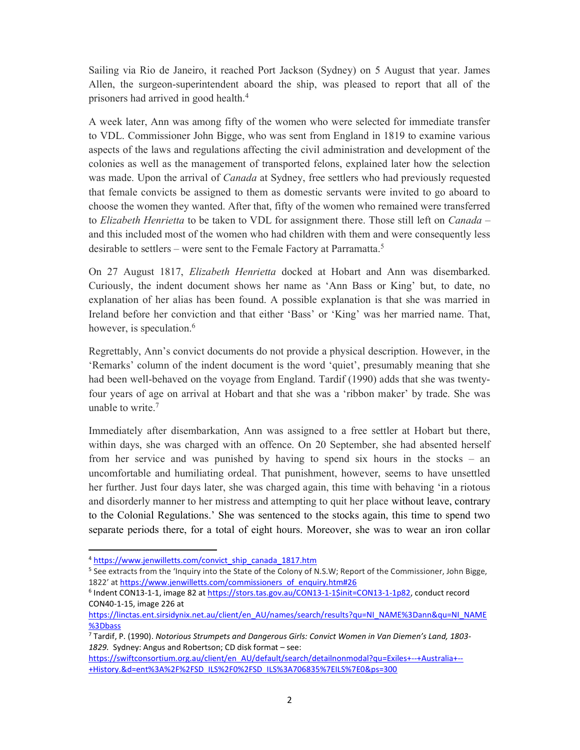Sailing via Rio de Janeiro, it reached Port Jackson (Sydney) on 5 August that year. James Allen, the surgeon-superintendent aboard the ship, was pleased to report that all of the prisoners had arrived in good health.[4]

A week later, Ann was among fifty of the women who were selected for immediate transfer to VDL. Commissioner John Bigge, who was sent from England in 1819 to examine various aspects of the laws and regulations affecting the civil administration and development of the colonies as well as the management of transported felons, explained later how the selection was made. Upon the arrival of *Canada* at Sydney, free settlers who had previously requested that female convicts be assigned to them as domestic servants were invited to go aboard to choose the women they wanted. After that, fifty of the women who remained were transferred to *Elizabeth Henrietta* to be taken to VDL for assignment there. Those still left on *Canada* – and this included most of the women who had children with them and were consequently less desirable to settlers – were sent to the Female Factory at Parramatta.[5]

On 27 August 1817, *Elizabeth Henrietta* docked at Hobart and Ann was disembarked. Curiously, the indent document shows her name as 'Ann Bass or King' but, to date, no explanation of her alias has been found. A possible explanation is that she was married in Ireland before her conviction and that either 'Bass' or 'King' was her married name. That, however, is speculation.[6]

Regrettably, Ann's convict documents do not provide a physical description. However, in the 'Remarks' column of the indent document is the word 'quiet', presumably meaning that she had been well-behaved on the voyage from England. Tardif (1990) adds that she was twenty-four years of age on arrival at Hobart and that she was a 'ribbon maker' by trade. She was unable to write.[7]

Immediately after disembarkation, Ann was assigned to a free settler at Hobart but there, within days, she was charged with an offence. On 20 September, she had absented herself from her service and was punished by having to spend six hours in the stocks – an uncomfortable and humiliating ordeal. That punishment, however, seems to have unsettled her further. Just four days later, she was charged again, this time with behaving 'in a riotous and disorderly manner to her mistress and attempting to quit her place without leave, contrary to the Colonial Regulations.' She was sentenced to the stocks again, this time to spend two separate periods there, for a total of eight hours. Moreover, she was to wear an iron collar

---

[4] https://www.jenwilletts.com/convict_ship_canada_1817.htm

[5] See extracts from the 'Inquiry into the State of the Colony of N.S.W; Report of the Commissioner, John Bigge, 1822' at https://www.jenwilletts.com/commissioners_of_enquiry.htm#26

[6] Indent CON13-1-1, image 82 at https://stors.tas.gov.au/CON13-1-1$init=CON13-1-1p82, conduct record CON40-1-15, image 226 at https://linctas.ent.sirsidynix.net.au/client/en_AU/names/search/results?qu=NI_NAME%3Dann&qu=NI_NAME%3Dbass

[7] Tardif, P. (1990). *Notorious Strumpets and Dangerous Girls: Convict Women in Van Diemen's Land, 1803-1829.* Sydney: Angus and Robertson; CD disk format – see: https://swiftconsortium.org.au/client/en_AU/default/search/detailnonmodal?qu=Exiles+--+Australia+--+History.&d=ent%3A%2F%2FSD_ILS%2F0%2FSD_ILS%3A706835%7EILS%7E0&ps=300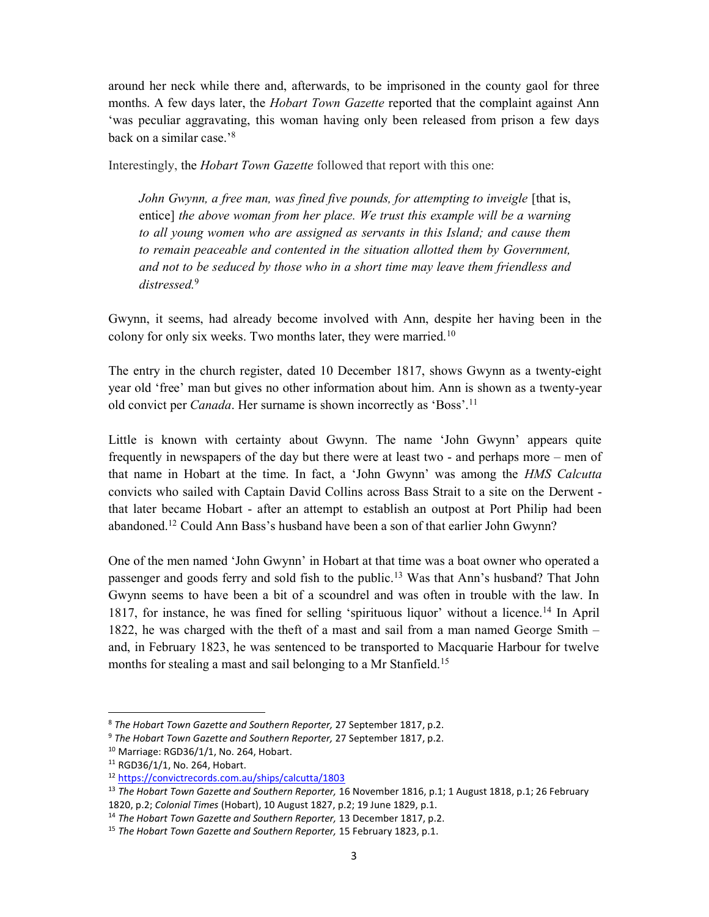around her neck while there and, afterwards, to be imprisoned in the county gaol for three months. A few days later, the *Hobart Town Gazette* reported that the complaint against Ann 'was peculiar aggravating, this woman having only been released from prison a few days back on a similar case.'[8]

Interestingly, the *Hobart Town Gazette* followed that report with this one:

> *John Gwynn, a free man, was fined five pounds, for attempting to inveigle* [that is, entice] *the above woman from her place. We trust this example will be a warning to all young women who are assigned as servants in this Island; and cause them to remain peaceable and contented in the situation allotted them by Government, and not to be seduced by those who in a short time may leave them friendless and distressed.*[9]

Gwynn, it seems, had already become involved with Ann, despite her having been in the colony for only six weeks. Two months later, they were married.[10]

The entry in the church register, dated 10 December 1817, shows Gwynn as a twenty-eight year old 'free' man but gives no other information about him. Ann is shown as a twenty-year old convict per *Canada*. Her surname is shown incorrectly as 'Boss'.[11]

Little is known with certainty about Gwynn. The name 'John Gwynn' appears quite frequently in newspapers of the day but there were at least two - and perhaps more – men of that name in Hobart at the time. In fact, a 'John Gwynn' was among the *HMS Calcutta* convicts who sailed with Captain David Collins across Bass Strait to a site on the Derwent - that later became Hobart - after an attempt to establish an outpost at Port Philip had been abandoned.[12] Could Ann Bass's husband have been a son of that earlier John Gwynn?

One of the men named 'John Gwynn' in Hobart at that time was a boat owner who operated a passenger and goods ferry and sold fish to the public.[13] Was that Ann's husband? That John Gwynn seems to have been a bit of a scoundrel and was often in trouble with the law. In 1817, for instance, he was fined for selling 'spirituous liquor' without a licence.[14] In April 1822, he was charged with the theft of a mast and sail from a man named George Smith – and, in February 1823, he was sentenced to be transported to Macquarie Harbour for twelve months for stealing a mast and sail belonging to a Mr Stanfield.[15]

---

[8] *The Hobart Town Gazette and Southern Reporter,* 27 September 1817, p.2.

[9] *The Hobart Town Gazette and Southern Reporter,* 27 September 1817, p.2.

[10] Marriage: RGD36/1/1, No. 264, Hobart.

[11] RGD36/1/1, No. 264, Hobart.

[12] https://convictrecords.com.au/ships/calcutta/1803

[13] *The Hobart Town Gazette and Southern Reporter,* 16 November 1816, p.1; 1 August 1818, p.1; 26 February 1820, p.2; *Colonial Times* (Hobart), 10 August 1827, p.2; 19 June 1829, p.1.

[14] *The Hobart Town Gazette and Southern Reporter,* 13 December 1817, p.2.

[15] *The Hobart Town Gazette and Southern Reporter,* 15 February 1823, p.1.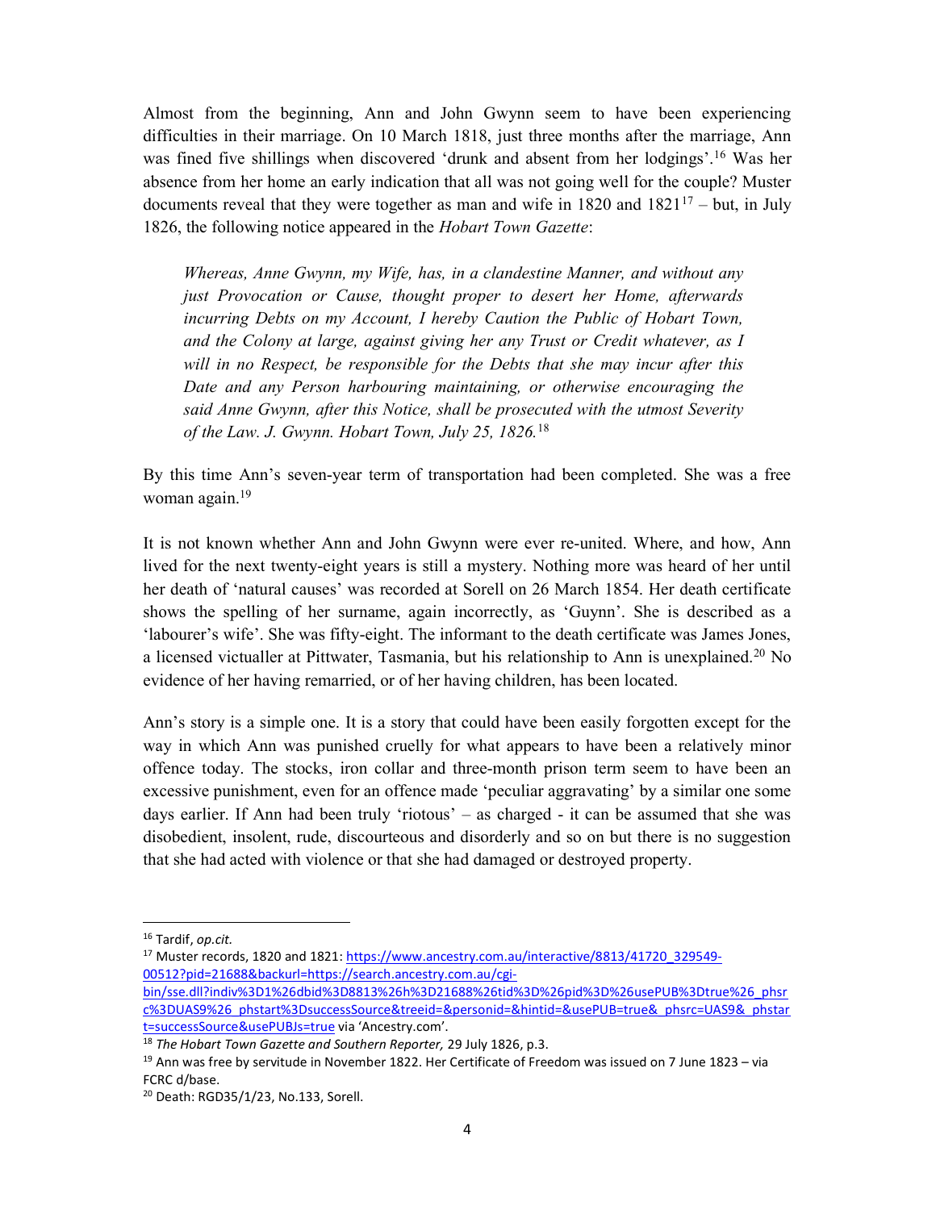Almost from the beginning, Ann and John Gwynn seem to have been experiencing difficulties in their marriage. On 10 March 1818, just three months after the marriage, Ann was fined five shillings when discovered 'drunk and absent from her lodgings'.[16] Was her absence from her home an early indication that all was not going well for the couple? Muster documents reveal that they were together as man and wife in 1820 and 1821[17] – but, in July 1826, the following notice appeared in the *Hobart Town Gazette*:

> *Whereas, Anne Gwynn, my Wife, has, in a clandestine Manner, and without any just Provocation or Cause, thought proper to desert her Home, afterwards incurring Debts on my Account, I hereby Caution the Public of Hobart Town, and the Colony at large, against giving her any Trust or Credit whatever, as I will in no Respect, be responsible for the Debts that she may incur after this Date and any Person harbouring maintaining, or otherwise encouraging the said Anne Gwynn, after this Notice, shall be prosecuted with the utmost Severity of the Law. J. Gwynn. Hobart Town, July 25, 1826.*[18]

By this time Ann's seven-year term of transportation had been completed. She was a free woman again.[19]

It is not known whether Ann and John Gwynn were ever re-united. Where, and how, Ann lived for the next twenty-eight years is still a mystery. Nothing more was heard of her until her death of 'natural causes' was recorded at Sorell on 26 March 1854. Her death certificate shows the spelling of her surname, again incorrectly, as 'Guynn'. She is described as a 'labourer's wife'. She was fifty-eight. The informant to the death certificate was James Jones, a licensed victualler at Pittwater, Tasmania, but his relationship to Ann is unexplained.[20] No evidence of her having remarried, or of her having children, has been located.

Ann's story is a simple one. It is a story that could have been easily forgotten except for the way in which Ann was punished cruelly for what appears to have been a relatively minor offence today. The stocks, iron collar and three-month prison term seem to have been an excessive punishment, even for an offence made 'peculiar aggravating' by a similar one some days earlier. If Ann had been truly 'riotous' – as charged - it can be assumed that she was disobedient, insolent, rude, discourteous and disorderly and so on but there is no suggestion that she had acted with violence or that she had damaged or destroyed property.

---

[16] Tardif, *op.cit.*

[17] Muster records, 1820 and 1821: https://www.ancestry.com.au/interactive/8813/41720_329549-00512?pid=21688&backurl=https://search.ancestry.com.au/cgi-bin/sse.dll?indiv%3D1%26dbid%3D8813%26h%3D21688%26tid%3D%26pid%3D%26usePUB%3Dtrue%26_phsrc%3DUAS9%26_phstart%3DsuccessSource&treeid=&personid=&hintid=&usePUB=true&_phsrc=UAS9&_phstart=successSource&usePUBJs=true via 'Ancestry.com'.

[18] *The Hobart Town Gazette and Southern Reporter,* 29 July 1826, p.3.

[19] Ann was free by servitude in November 1822. Her Certificate of Freedom was issued on 7 June 1823 – via FCRC d/base.

[20] Death: RGD35/1/23, No.133, Sorell.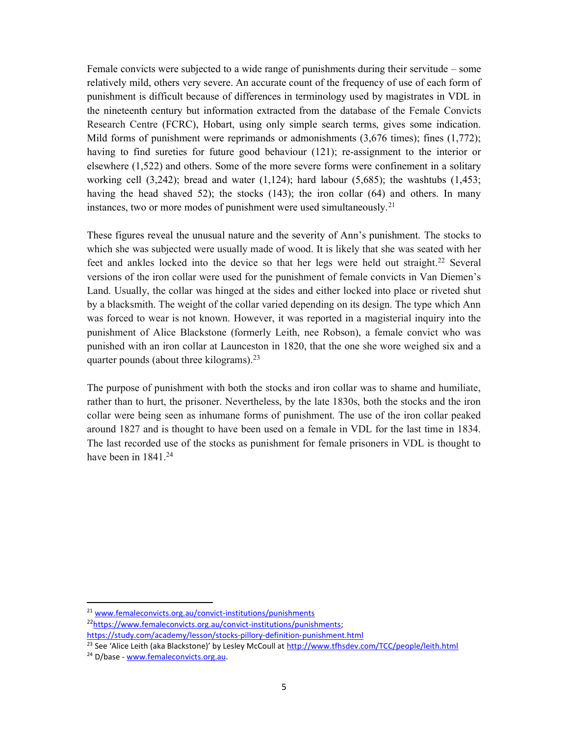Female convicts were subjected to a wide range of punishments during their servitude – some relatively mild, others very severe. An accurate count of the frequency of use of each form of punishment is difficult because of differences in terminology used by magistrates in VDL in the nineteenth century but information extracted from the database of the Female Convicts Research Centre (FCRC), Hobart, using only simple search terms, gives some indication. Mild forms of punishment were reprimands or admonishments (3,676 times); fines (1,772); having to find sureties for future good behaviour (121); re-assignment to the interior or elsewhere (1,522) and others. Some of the more severe forms were confinement in a solitary working cell (3,242); bread and water (1,124); hard labour (5,685); the washtubs (1,453; having the head shaved 52); the stocks (143); the iron collar (64) and others. In many instances, two or more modes of punishment were used simultaneously.[21]

These figures reveal the unusual nature and the severity of Ann's punishment. The stocks to which she was subjected were usually made of wood. It is likely that she was seated with her feet and ankles locked into the device so that her legs were held out straight.[22] Several versions of the iron collar were used for the punishment of female convicts in Van Diemen's Land. Usually, the collar was hinged at the sides and either locked into place or riveted shut by a blacksmith. The weight of the collar varied depending on its design. The type which Ann was forced to wear is not known. However, it was reported in a magisterial inquiry into the punishment of Alice Blackstone (formerly Leith, nee Robson), a female convict who was punished with an iron collar at Launceston in 1820, that the one she wore weighed six and a quarter pounds (about three kilograms).[23]

The purpose of punishment with both the stocks and iron collar was to shame and humiliate, rather than to hurt, the prisoner. Nevertheless, by the late 1830s, both the stocks and the iron collar were being seen as inhumane forms of punishment. The use of the iron collar peaked around 1827 and is thought to have been used on a female in VDL for the last time in 1834. The last recorded use of the stocks as punishment for female prisoners in VDL is thought to have been in 1841.[24]

---

[21] www.femaleconvicts.org.au/convict-institutions/punishments

[22] https://www.femaleconvicts.org.au/convict-institutions/punishments; https://study.com/academy/lesson/stocks-pillory-definition-punishment.html

[23] See 'Alice Leith (aka Blackstone)' by Lesley McCoull at http://www.tfhsdev.com/TCC/people/leith.html

[24] D/base - www.femaleconvicts.org.au.